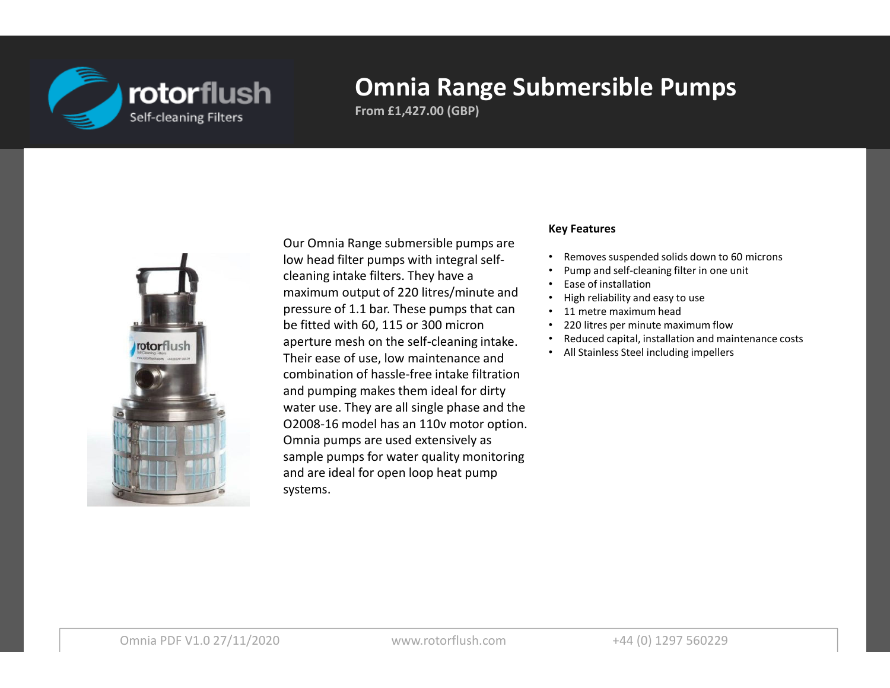# Omnia Range Submersible Pumps

**From £1,427.00 (GBP)**

Our Omnia Range submersible pumps are low head filter pumps with integral self-cleaning intake filters. They have a maximum output of 220 litres/minute and pressure of 1.1 bar. These pumps that can be fitted with 60, 115 or 300 micron aperture mesh on the self-cleaning intake. Their ease of use, low maintenance and combination of hassle-free intake filtration and pumping makes them ideal for dirty water use. They are all single phase and the O2008-16 model has an 110v motor option. Omnia pumps are used extensively as sample pumps for water quality monitoring and are ideal for open loop heat pump systems.

**Key Features**

- Removes suspended solids down to 60 microns
- Pump and self-cleaning filter in one unit
- Ease of installation
- High reliability and easy to use
- 11 metre maximum head
- 220 litres per minute maximum flow
- Reduced capital, installation and maintenance costs
- All Stainless Steel including impellers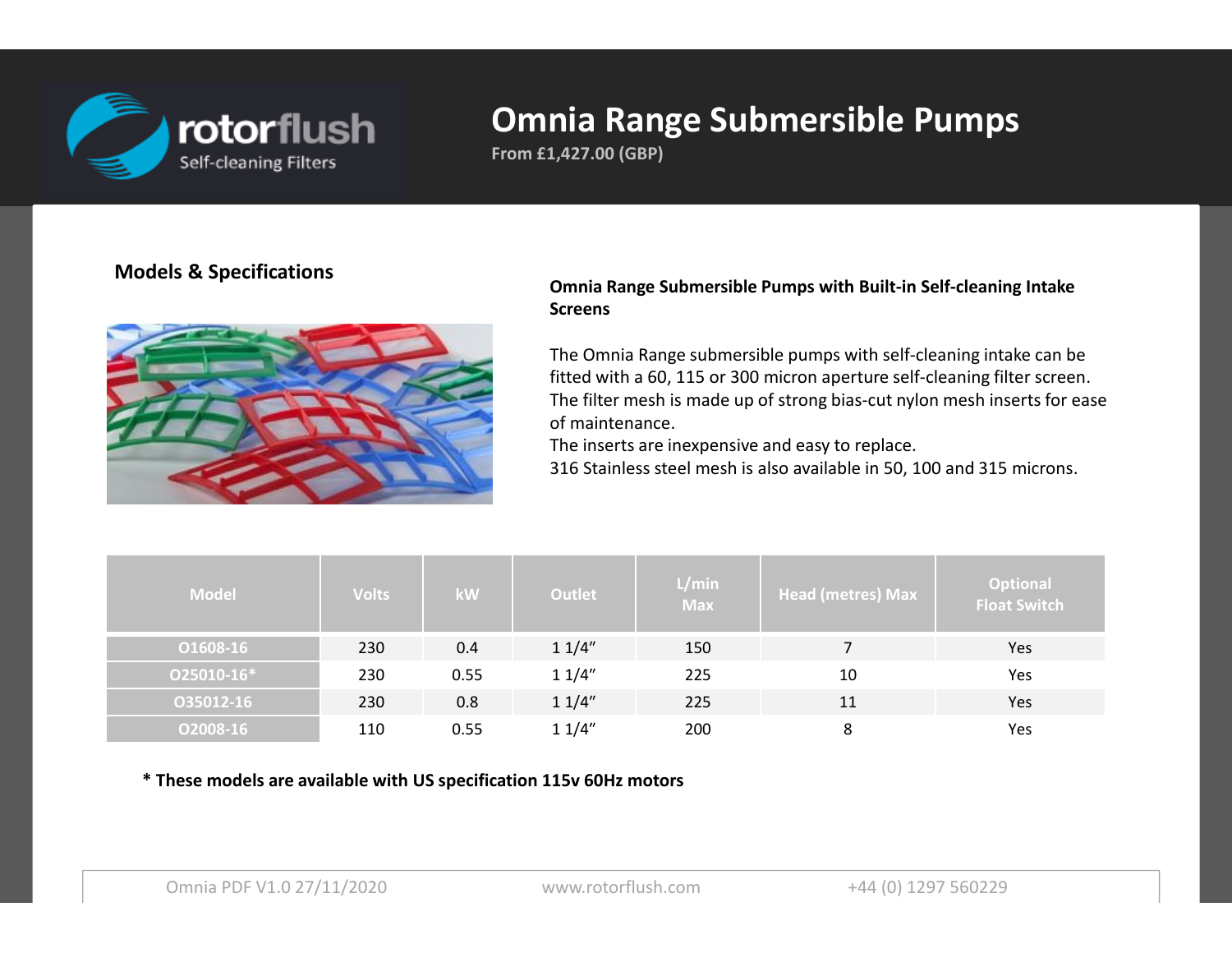# Omnia Range Submersible Pumps

**From £1,427.00 (GBP)**

## Models & Specifications

**Omnia Range Submersible Pumps with Built-in Self-cleaning Intake Screens**

The Omnia Range submersible pumps with self-cleaning intake can be fitted with a 60, 115 or 300 micron aperture self-cleaning filter screen. The filter mesh is made up of strong bias-cut nylon mesh inserts for ease of maintenance.
The inserts are inexpensive and easy to replace.
316 Stainless steel mesh is also available in 50, 100 and 315 microns.

| Model | Volts | kW | Outlet | L/min Max | Head (metres) Max | Optional Float Switch |
|---|---|---|---|---|---|---|
| O1608-16 | 230 | 0.4 | 1 1/4" | 150 | 7 | Yes |
| O25010-16* | 230 | 0.55 | 1 1/4" | 225 | 10 | Yes |
| O35012-16 | 230 | 0.8 | 1 1/4" | 225 | 11 | Yes |
| O2008-16 | 110 | 0.55 | 1 1/4" | 200 | 8 | Yes |

**\* These models are available with US specification 115v 60Hz motors**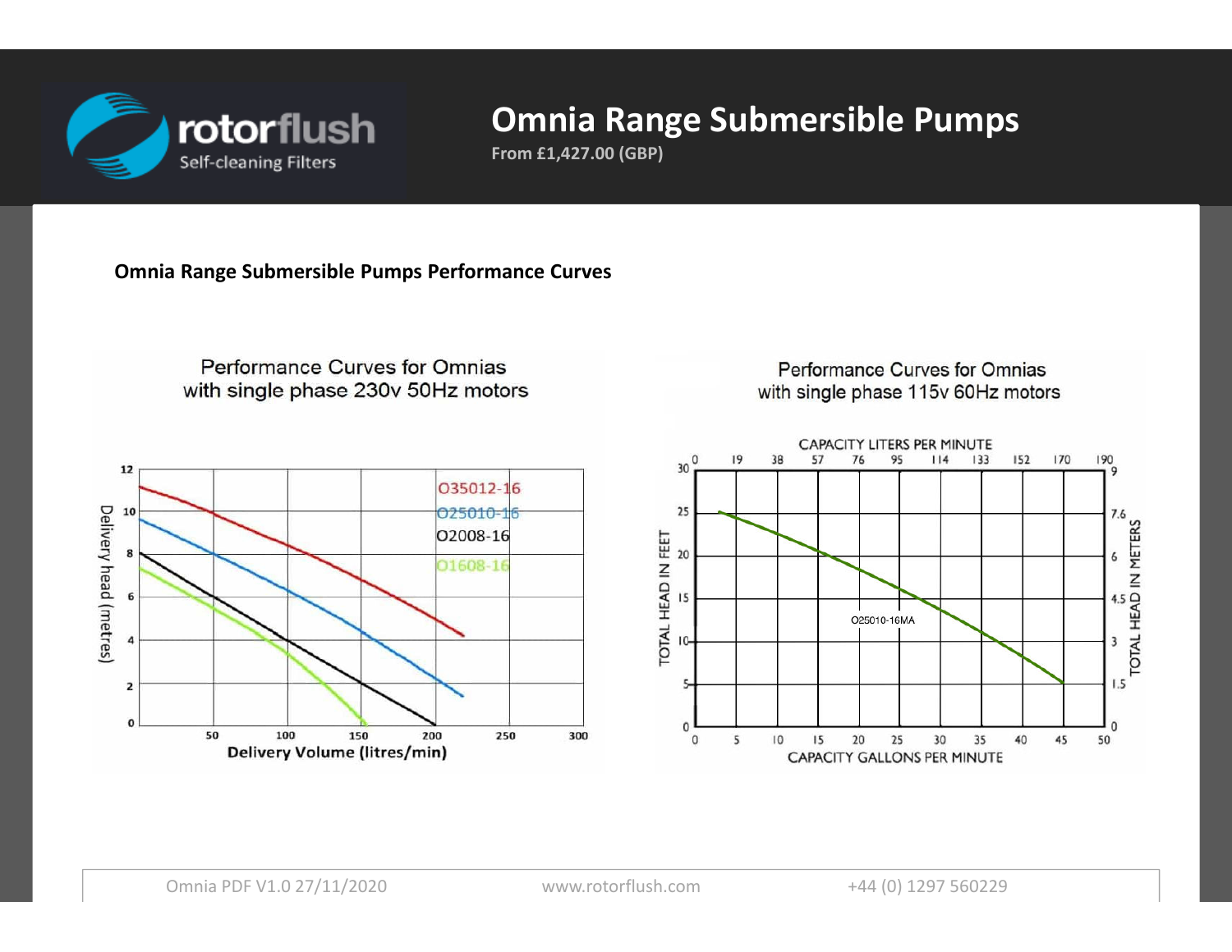# Omnia Range Submersible Pumps

**From £1,427.00 (GBP)**

**Omnia Range Submersible Pumps Performance Curves**

Performance Curves for Omnias with single phase 230v 50Hz motors

Performance Curves for Omnias with single phase 115v 60Hz motors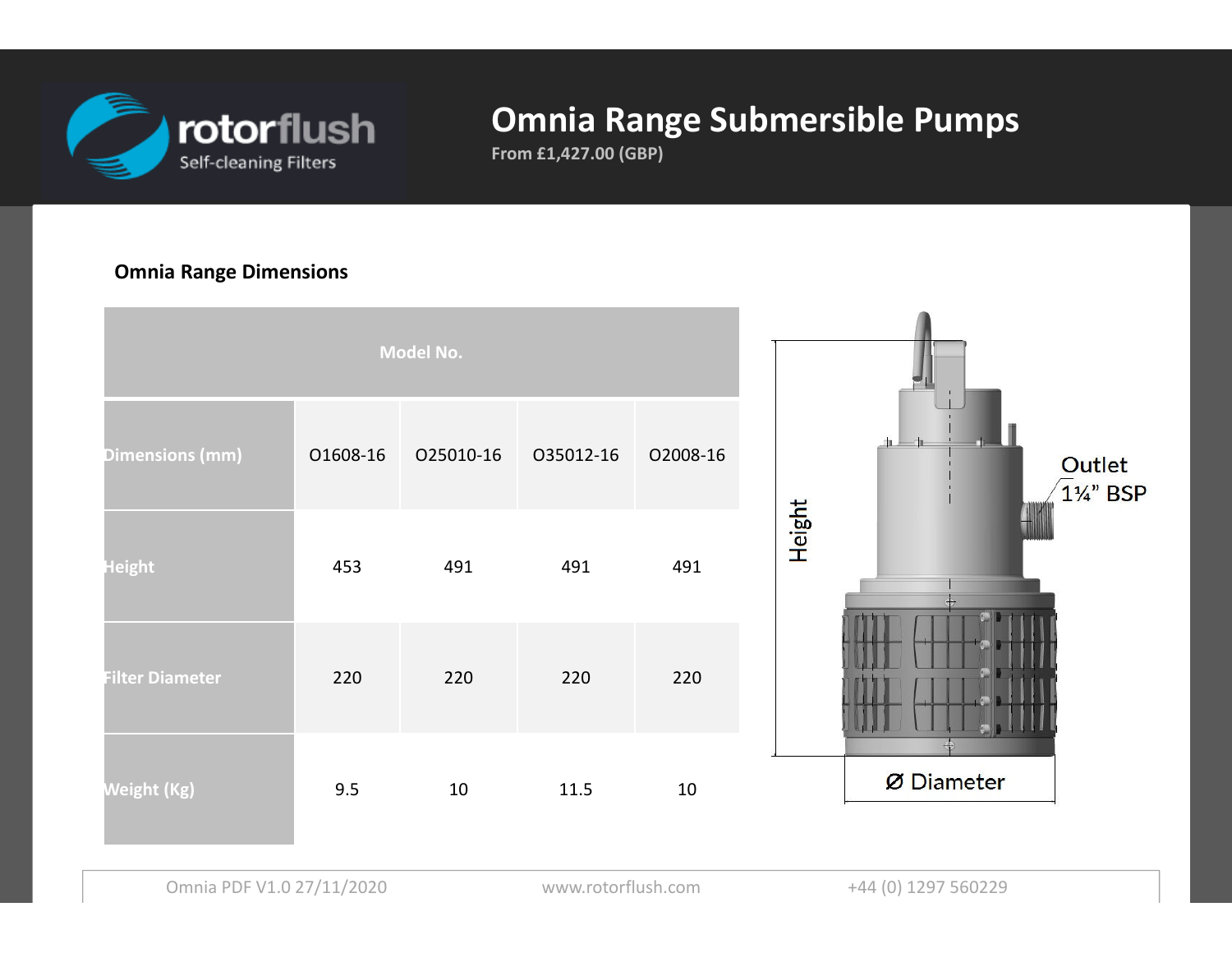# Omnia Range Submersible Pumps

From £1,427.00 (GBP)

### Omnia Range Dimensions

| Model No. | | | | |
|---|---|---|---|---|
| Dimensions (mm) | O1608-16 | O25010-16 | O35012-16 | O2008-16 |
| Height | 453 | 491 | 491 | 491 |
| Filter Diameter | 220 | 220 | 220 | 220 |
| Weight (Kg) | 9.5 | 10 | 11.5 | 10 |

Height

Outlet 1¼" BSP

Ø Diameter

Omnia PDF V1.0 27/11/2020 www.rotorflush.com +44 (0) 1297 560229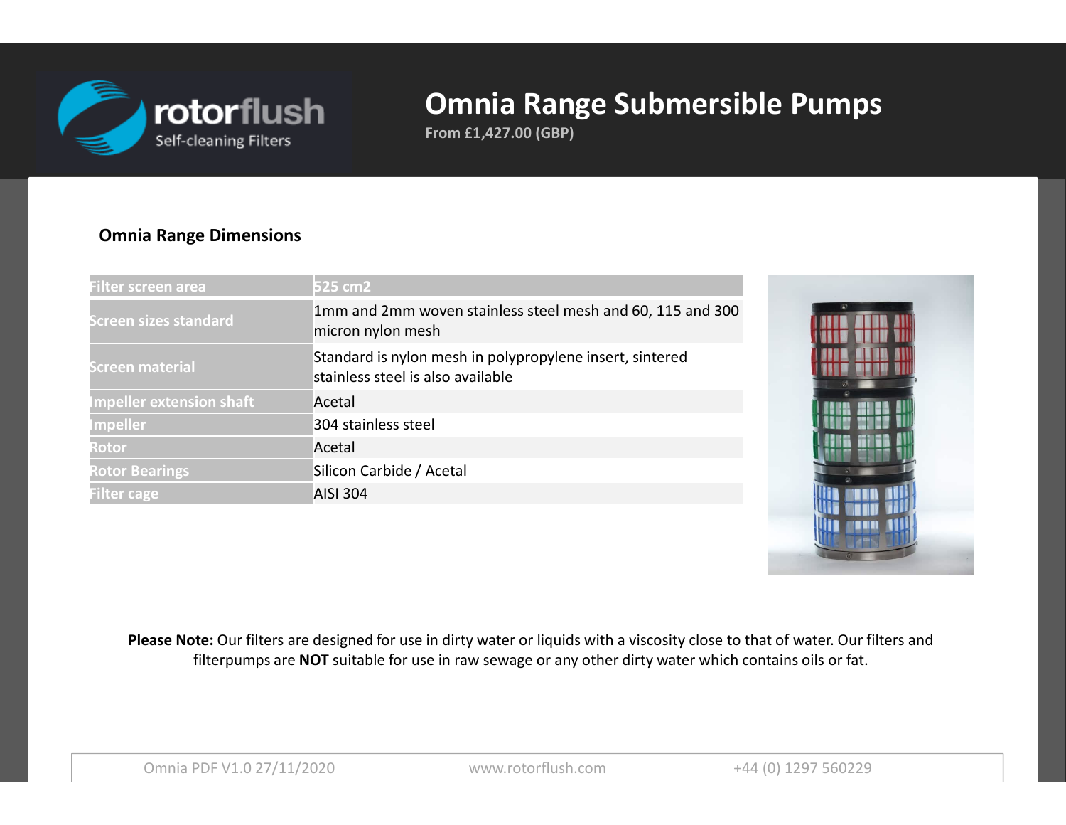# Omnia Range Submersible Pumps

**From £1,427.00 (GBP)**

### Omnia Range Dimensions

| Filter screen area | 525 cm2 |
|---|---|
| Screen sizes standard | 1mm and 2mm woven stainless steel mesh and 60, 115 and 300 micron nylon mesh |
| Screen material | Standard is nylon mesh in polypropylene insert, sintered stainless steel is also available |
| Impeller extension shaft | Acetal |
| Impeller | 304 stainless steel |
| Rotor | Acetal |
| Rotor Bearings | Silicon Carbide / Acetal |
| Filter cage | AISI 304 |

**Please Note:** Our filters are designed for use in dirty water or liquids with a viscosity close to that of water. Our filters and filterpumps are **NOT** suitable for use in raw sewage or any other dirty water which contains oils or fat.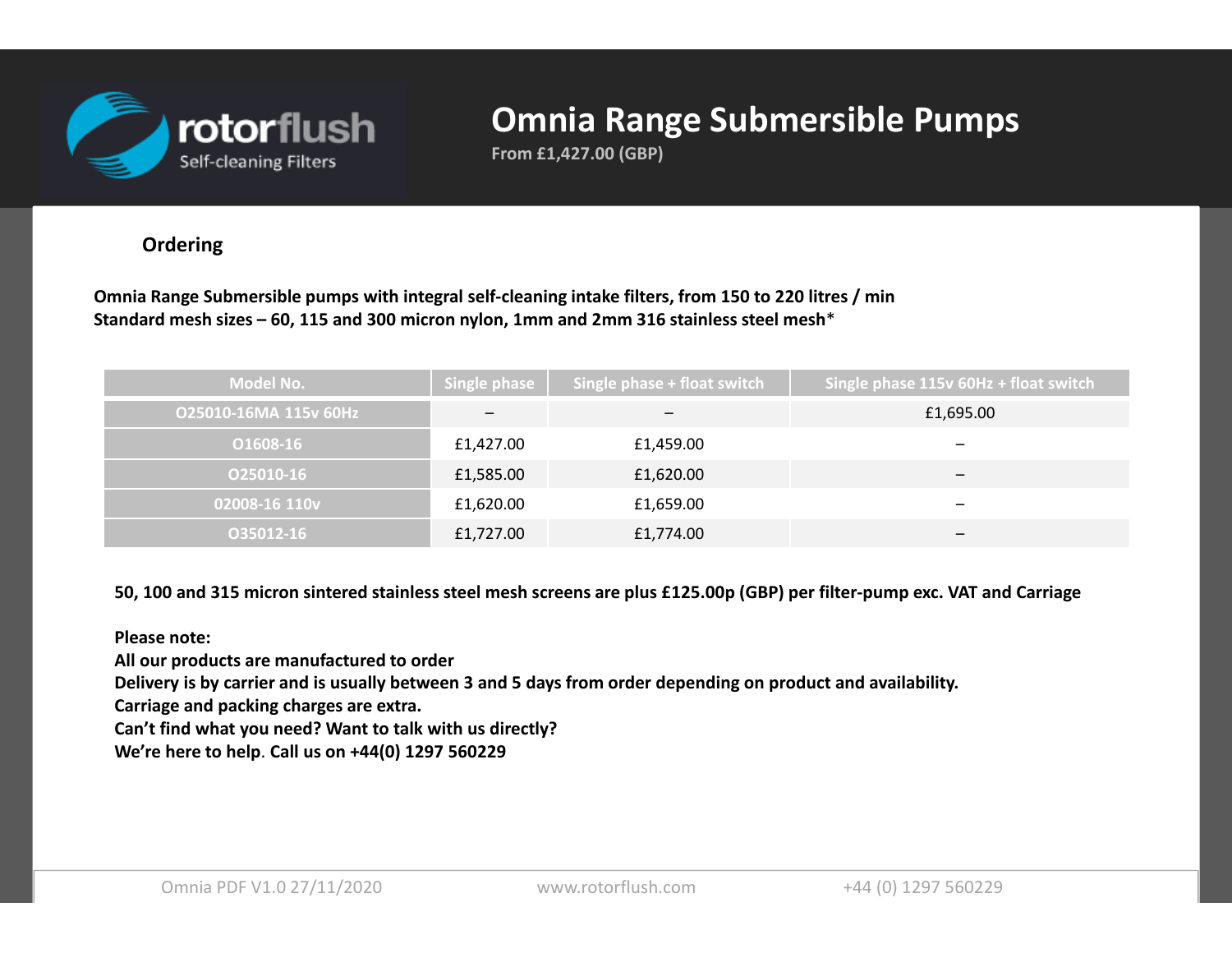# Omnia Range Submersible Pumps

From £1,427.00 (GBP)

## Ordering

**Omnia Range Submersible pumps with integral self-cleaning intake filters, from 150 to 220 litres / min**
**Standard mesh sizes – 60, 115 and 300 micron nylon, 1mm and 2mm 316 stainless steel mesh***

| Model No. | Single phase | Single phase + float switch | Single phase 115v 60Hz + float switch |
|---|---|---|---|
| O25010-16MA 115v 60Hz | – | – | £1,695.00 |
| O1608-16 | £1,427.00 | £1,459.00 | – |
| O25010-16 | £1,585.00 | £1,620.00 | – |
| 02008-16 110v | £1,620.00 | £1,659.00 | – |
| O35012-16 | £1,727.00 | £1,774.00 | – |

**50, 100 and 315 micron sintered stainless steel mesh screens are plus £125.00p (GBP) per filter-pump exc. VAT and Carriage**

**Please note:**
**All our products are manufactured to order**
**Delivery is by carrier and is usually between 3 and 5 days from order depending on product and availability.**
**Carriage and packing charges are extra.**
**Can't find what you need? Want to talk with us directly?**
**We're here to help. Call us on +44(0) 1297 560229**